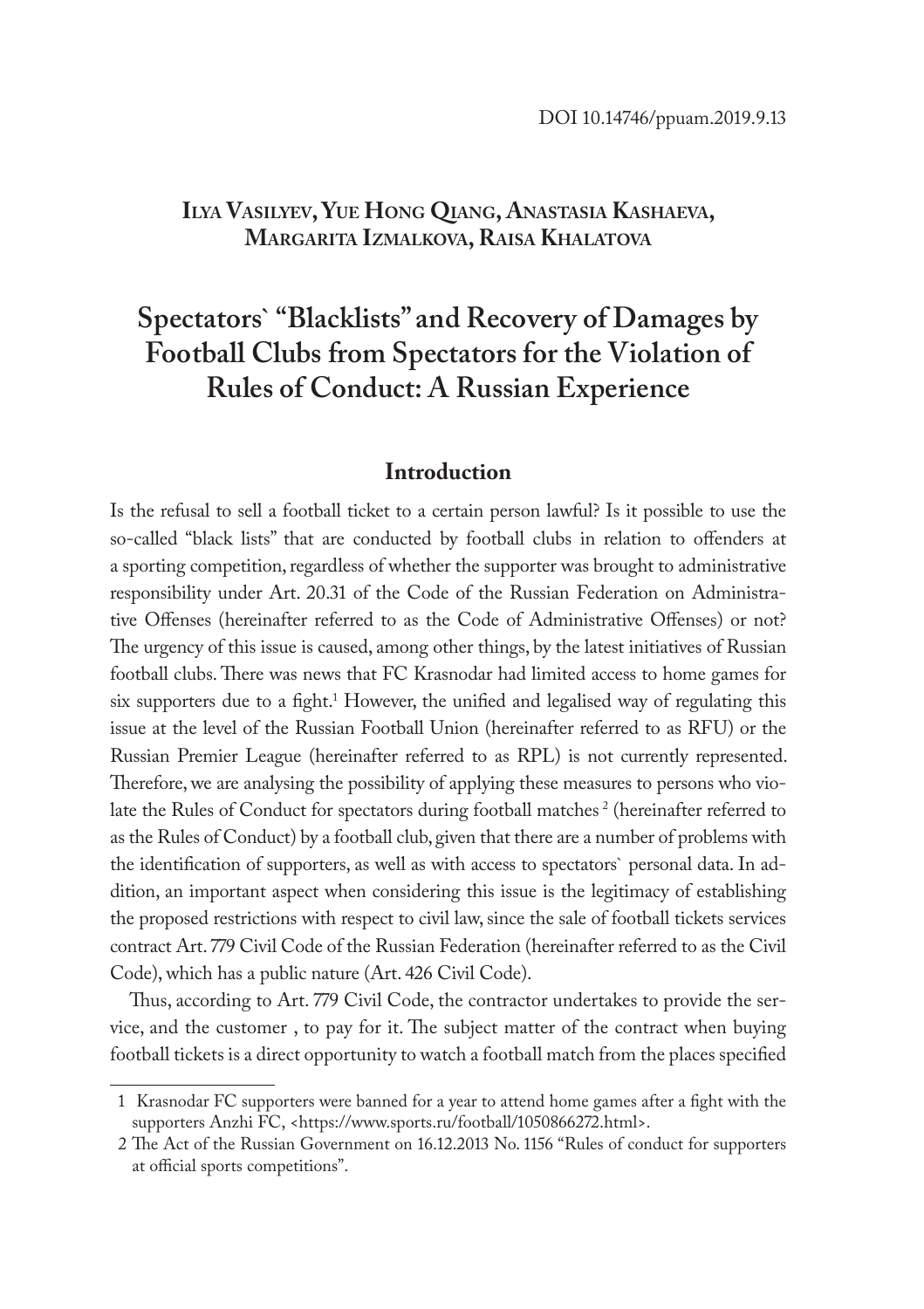DOI 10.14746/ppuam.2019.9.13

**Ilya Vasilyev, Yue Hong Qiang, Anastasia Kashaeva, Margarita Izmalkova, Raisa Khalatova**

# Spectators` "Blacklists" and Recovery of Damages by Football Clubs from Spectators for the Violation of Rules of Conduct: A Russian Experience

## Introduction

Is the refusal to sell a football ticket to a certain person lawful? Is it possible to use the so-called "black lists" that are conducted by football clubs in relation to offenders at a sporting competition, regardless of whether the supporter was brought to administrative responsibility under Art. 20.31 of the Code of the Russian Federation on Administrative Offenses (hereinafter referred to as the Code of Administrative Offenses) or not? The urgency of this issue is caused, among other things, by the latest initiatives of Russian football clubs. There was news that FC Krasnodar had limited access to home games for six supporters due to a fight.[1] However, the unified and legalised way of regulating this issue at the level of the Russian Football Union (hereinafter referred to as RFU) or the Russian Premier League (hereinafter referred to as RPL) is not currently represented. Therefore, we are analysing the possibility of applying these measures to persons who violate the Rules of Conduct for spectators during football matches [2] (hereinafter referred to as the Rules of Conduct) by a football club, given that there are a number of problems with the identification of supporters, as well as with access to spectators` personal data. In addition, an important aspect when considering this issue is the legitimacy of establishing the proposed restrictions with respect to civil law, since the sale of football tickets services contract Art. 779 Civil Code of the Russian Federation (hereinafter referred to as the Civil Code), which has a public nature (Art. 426 Civil Code).

Thus, according to Art. 779 Civil Code, the contractor undertakes to provide the service, and the customer , to pay for it. The subject matter of the contract when buying football tickets is a direct opportunity to watch a football match from the places specified

---

1 Krasnodar FC supporters were banned for a year to attend home games after a fight with the supporters Anzhi FC, <https://www.sports.ru/football/1050866272.html>.

2 The Act of the Russian Government on 16.12.2013 No. 1156 "Rules of conduct for supporters at official sports competitions".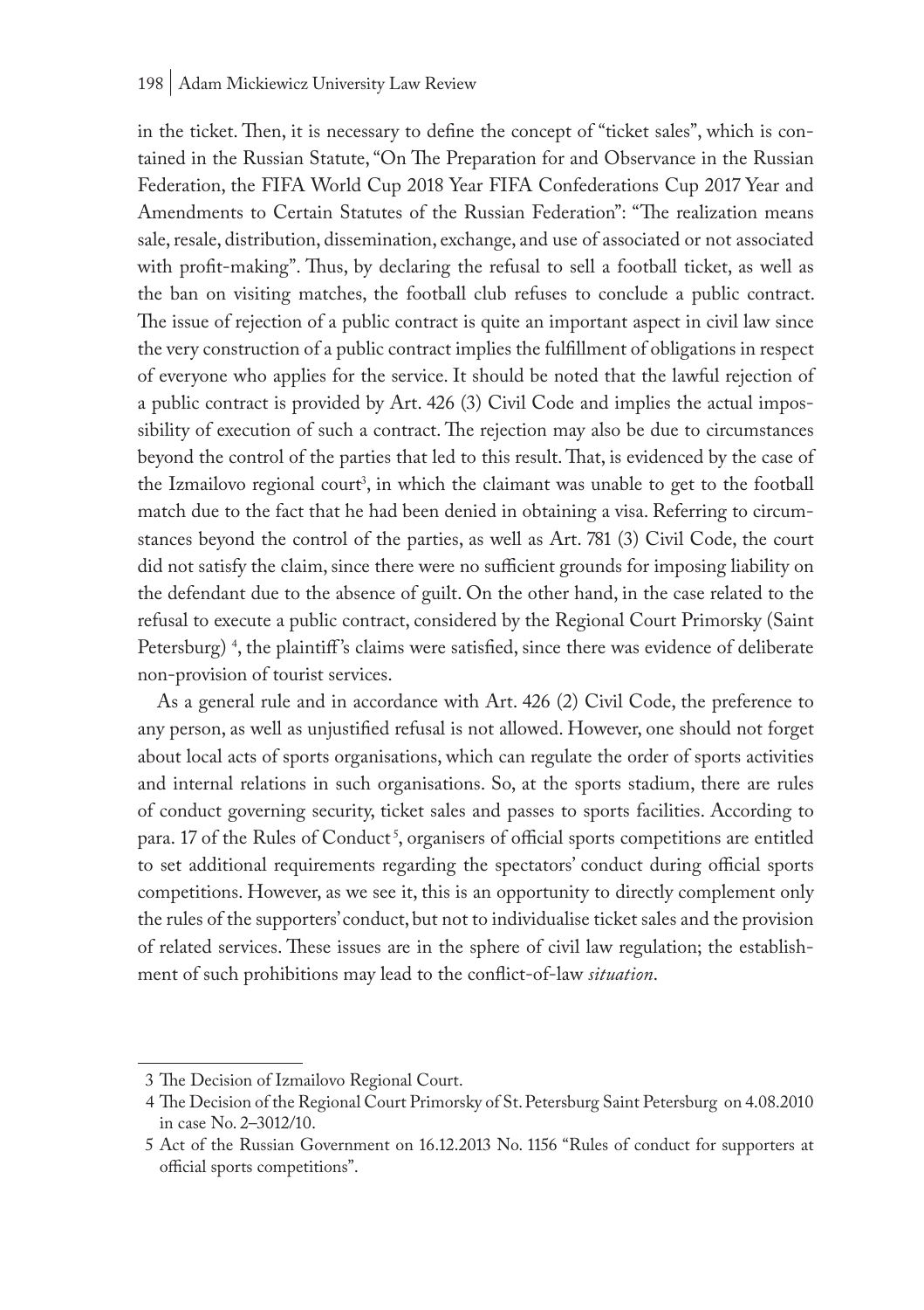in the ticket. Then, it is necessary to define the concept of "ticket sales", which is contained in the Russian Statute, "On The Preparation for and Observance in the Russian Federation, the FIFA World Cup 2018 Year FIFA Confederations Cup 2017 Year and Amendments to Certain Statutes of the Russian Federation": "The realization means sale, resale, distribution, dissemination, exchange, and use of associated or not associated with profit-making". Thus, by declaring the refusal to sell a football ticket, as well as the ban on visiting matches, the football club refuses to conclude a public contract. The issue of rejection of a public contract is quite an important aspect in civil law since the very construction of a public contract implies the fulfillment of obligations in respect of everyone who applies for the service. It should be noted that the lawful rejection of a public contract is provided by Art. 426 (3) Civil Code and implies the actual impossibility of execution of such a contract. The rejection may also be due to circumstances beyond the control of the parties that led to this result. That, is evidenced by the case of the Izmailovo regional court[3], in which the claimant was unable to get to the football match due to the fact that he had been denied in obtaining a visa. Referring to circumstances beyond the control of the parties, as well as Art. 781 (3) Civil Code, the court did not satisfy the claim, since there were no sufficient grounds for imposing liability on the defendant due to the absence of guilt. On the other hand, in the case related to the refusal to execute a public contract, considered by the Regional Court Primorsky (Saint Petersburg) [4], the plaintiff's claims were satisfied, since there was evidence of deliberate non-provision of tourist services.

As a general rule and in accordance with Art. 426 (2) Civil Code, the preference to any person, as well as unjustified refusal is not allowed. However, one should not forget about local acts of sports organisations, which can regulate the order of sports activities and internal relations in such organisations. So, at the sports stadium, there are rules of conduct governing security, ticket sales and passes to sports facilities. According to para. 17 of the Rules of Conduct[5], organisers of official sports competitions are entitled to set additional requirements regarding the spectators' conduct during official sports competitions. However, as we see it, this is an opportunity to directly complement only the rules of the supporters' conduct, but not to individualise ticket sales and the provision of related services. These issues are in the sphere of civil law regulation; the establishment of such prohibitions may lead to the conflict-of-law *situation*.

---

3 The Decision of Izmailovo Regional Court.

4 The Decision of the Regional Court Primorsky of St. Petersburg Saint Petersburg on 4.08.2010 in case No. 2–3012/10.

5 Act of the Russian Government on 16.12.2013 No. 1156 "Rules of conduct for supporters at official sports competitions".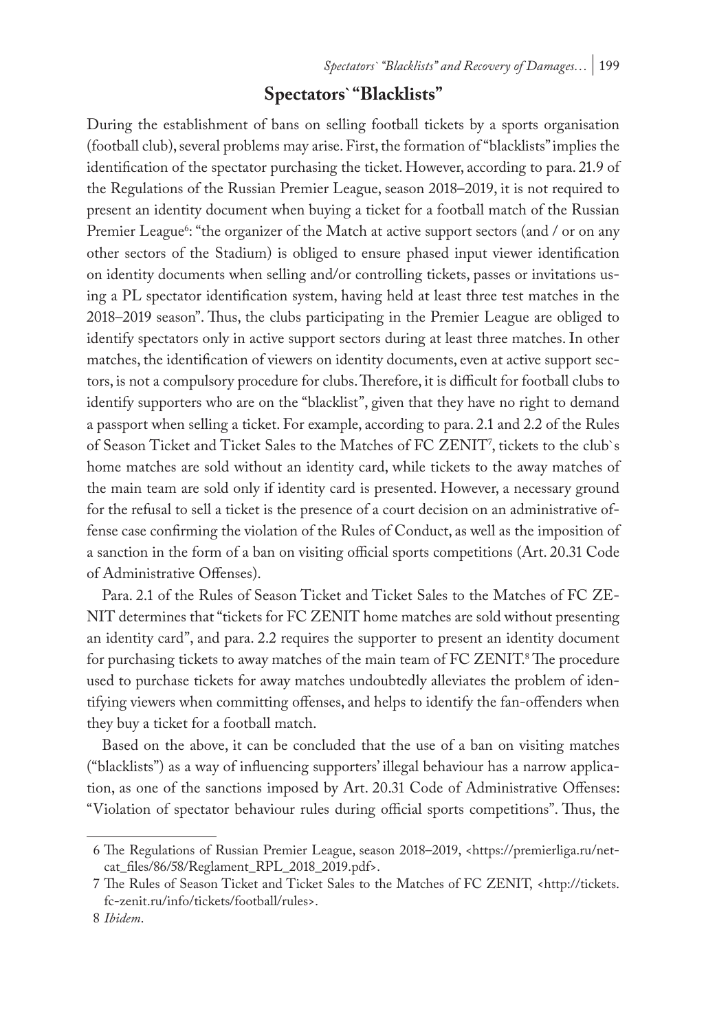## Spectators` "Blacklists"

During the establishment of bans on selling football tickets by a sports organisation (football club), several problems may arise. First, the formation of "blacklists" implies the identification of the spectator purchasing the ticket. However, according to para. 21.9 of the Regulations of the Russian Premier League, season 2018–2019, it is not required to present an identity document when buying a ticket for a football match of the Russian Premier League[6]: "the organizer of the Match at active support sectors (and / or on any other sectors of the Stadium) is obliged to ensure phased input viewer identification on identity documents when selling and/or controlling tickets, passes or invitations using a PL spectator identification system, having held at least three test matches in the 2018–2019 season". Thus, the clubs participating in the Premier League are obliged to identify spectators only in active support sectors during at least three matches. In other matches, the identification of viewers on identity documents, even at active support sectors, is not a compulsory procedure for clubs. Therefore, it is difficult for football clubs to identify supporters who are on the "blacklist", given that they have no right to demand a passport when selling a ticket. For example, according to para. 2.1 and 2.2 of the Rules of Season Ticket and Ticket Sales to the Matches of FC ZENIT[7], tickets to the club`s home matches are sold without an identity card, while tickets to the away matches of the main team are sold only if identity card is presented. However, a necessary ground for the refusal to sell a ticket is the presence of a court decision on an administrative offense case confirming the violation of the Rules of Conduct, as well as the imposition of a sanction in the form of a ban on visiting official sports competitions (Art. 20.31 Code of Administrative Offenses).

Para. 2.1 of the Rules of Season Ticket and Ticket Sales to the Matches of FC ZENIT determines that "tickets for FC ZENIT home matches are sold without presenting an identity card", and para. 2.2 requires the supporter to present an identity document for purchasing tickets to away matches of the main team of FC ZENIT.[8] The procedure used to purchase tickets for away matches undoubtedly alleviates the problem of identifying viewers when committing offenses, and helps to identify the fan-offenders when they buy a ticket for a football match.

Based on the above, it can be concluded that the use of a ban on visiting matches ("blacklists") as a way of influencing supporters' illegal behaviour has a narrow application, as one of the sanctions imposed by Art. 20.31 Code of Administrative Offenses: "Violation of spectator behaviour rules during official sports competitions". Thus, the

---

6 The Regulations of Russian Premier League, season 2018–2019, <https://premierliga.ru/netcat_files/86/58/Reglament_RPL_2018_2019.pdf>.

7 The Rules of Season Ticket and Ticket Sales to the Matches of FC ZENIT, <http://tickets.fc-zenit.ru/info/tickets/football/rules>.

8 *Ibidem*.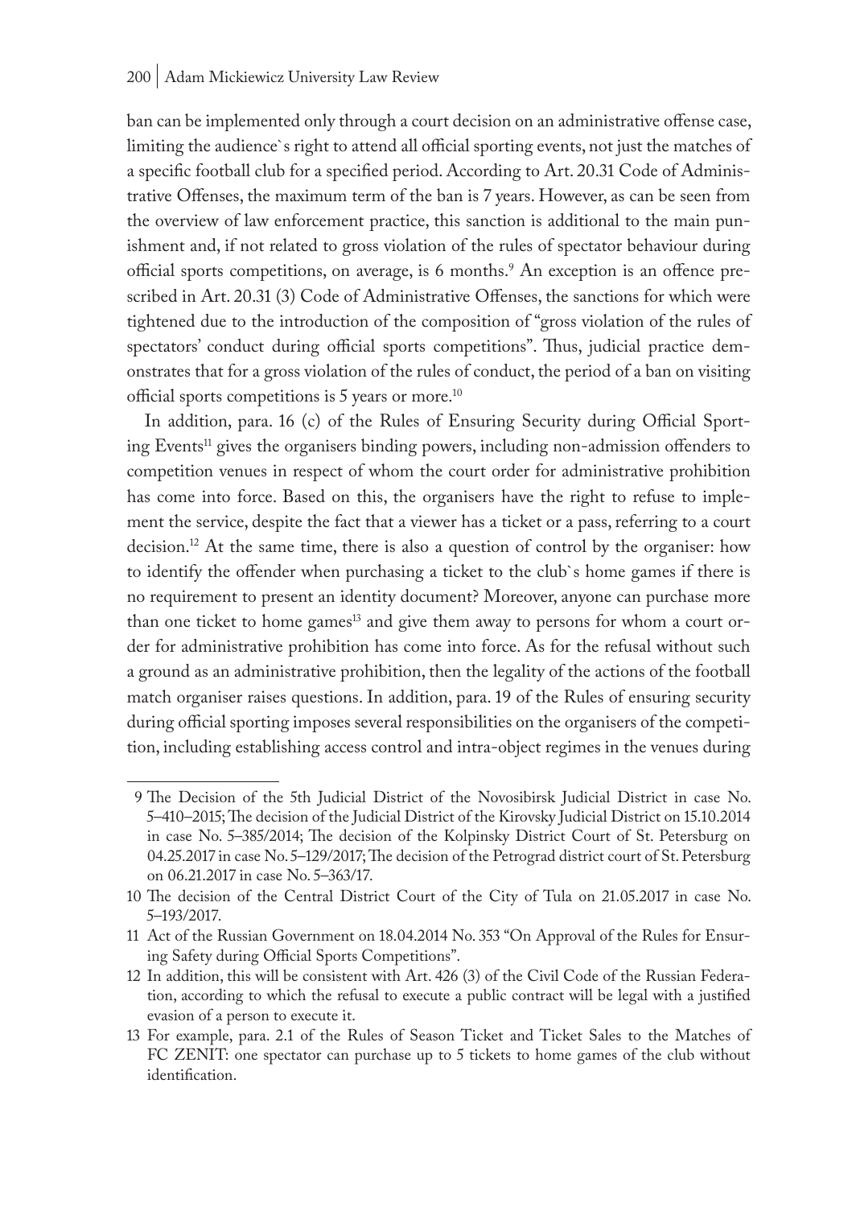ban can be implemented only through a court decision on an administrative offense case, limiting the audience`s right to attend all official sporting events, not just the matches of a specific football club for a specified period. According to Art. 20.31 Code of Administrative Offenses, the maximum term of the ban is 7 years. However, as can be seen from the overview of law enforcement practice, this sanction is additional to the main punishment and, if not related to gross violation of the rules of spectator behaviour during official sports competitions, on average, is 6 months.[9] An exception is an offence prescribed in Art. 20.31 (3) Code of Administrative Offenses, the sanctions for which were tightened due to the introduction of the composition of "gross violation of the rules of spectators' conduct during official sports competitions". Thus, judicial practice demonstrates that for a gross violation of the rules of conduct, the period of a ban on visiting official sports competitions is 5 years or more.[10]

In addition, para. 16 (c) of the Rules of Ensuring Security during Official Sporting Events[11] gives the organisers binding powers, including non-admission offenders to competition venues in respect of whom the court order for administrative prohibition has come into force. Based on this, the organisers have the right to refuse to implement the service, despite the fact that a viewer has a ticket or a pass, referring to a court decision.[12] At the same time, there is also a question of control by the organiser: how to identify the offender when purchasing a ticket to the club`s home games if there is no requirement to present an identity document? Moreover, anyone can purchase more than one ticket to home games[13] and give them away to persons for whom a court order for administrative prohibition has come into force. As for the refusal without such a ground as an administrative prohibition, then the legality of the actions of the football match organiser raises questions. In addition, para. 19 of the Rules of ensuring security during official sporting imposes several responsibilities on the organisers of the competition, including establishing access control and intra-object regimes in the venues during

---

9 The Decision of the 5th Judicial District of the Novosibirsk Judicial District in case No. 5–410–2015; The decision of the Judicial District of the Kirovsky Judicial District on 15.10.2014 in case No. 5–385/2014; The decision of the Kolpinsky District Court of St. Petersburg on 04.25.2017 in case No. 5–129/2017; The decision of the Petrograd district court of St. Petersburg on 06.21.2017 in case No. 5–363/17.

10 The decision of the Central District Court of the City of Tula on 21.05.2017 in case No. 5–193/2017.

11 Act of the Russian Government on 18.04.2014 No. 353 "On Approval of the Rules for Ensuring Safety during Official Sports Competitions".

12 In addition, this will be consistent with Art. 426 (3) of the Civil Code of the Russian Federation, according to which the refusal to execute a public contract will be legal with a justified evasion of a person to execute it.

13 For example, para. 2.1 of the Rules of Season Ticket and Ticket Sales to the Matches of FC ZENIT: one spectator can purchase up to 5 tickets to home games of the club without identification.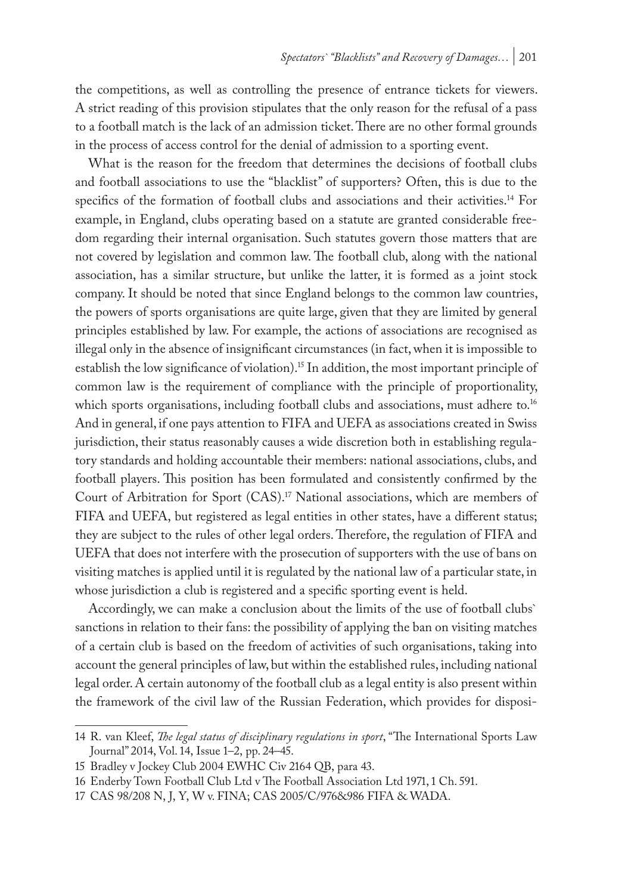the competitions, as well as controlling the presence of entrance tickets for viewers. A strict reading of this provision stipulates that the only reason for the refusal of a pass to a football match is the lack of an admission ticket. There are no other formal grounds in the process of access control for the denial of admission to a sporting event.

What is the reason for the freedom that determines the decisions of football clubs and football associations to use the "blacklist" of supporters? Often, this is due to the specifics of the formation of football clubs and associations and their activities.[14] For example, in England, clubs operating based on a statute are granted considerable freedom regarding their internal organisation. Such statutes govern those matters that are not covered by legislation and common law. The football club, along with the national association, has a similar structure, but unlike the latter, it is formed as a joint stock company. It should be noted that since England belongs to the common law countries, the powers of sports organisations are quite large, given that they are limited by general principles established by law. For example, the actions of associations are recognised as illegal only in the absence of insignificant circumstances (in fact, when it is impossible to establish the low significance of violation).[15] In addition, the most important principle of common law is the requirement of compliance with the principle of proportionality, which sports organisations, including football clubs and associations, must adhere to.[16] And in general, if one pays attention to FIFA and UEFA as associations created in Swiss jurisdiction, their status reasonably causes a wide discretion both in establishing regulatory standards and holding accountable their members: national associations, clubs, and football players. This position has been formulated and consistently confirmed by the Court of Arbitration for Sport (CAS).[17] National associations, which are members of FIFA and UEFA, but registered as legal entities in other states, have a different status; they are subject to the rules of other legal orders. Therefore, the regulation of FIFA and UEFA that does not interfere with the prosecution of supporters with the use of bans on visiting matches is applied until it is regulated by the national law of a particular state, in whose jurisdiction a club is registered and a specific sporting event is held.

Accordingly, we can make a conclusion about the limits of the use of football clubs` sanctions in relation to their fans: the possibility of applying the ban on visiting matches of a certain club is based on the freedom of activities of such organisations, taking into account the general principles of law, but within the established rules, including national legal order. A certain autonomy of the football club as a legal entity is also present within the framework of the civil law of the Russian Federation, which provides for disposi-

---

14 R. van Kleef, *The legal status of disciplinary regulations in sport*, "The International Sports Law Journal" 2014, Vol. 14, Issue 1–2, pp. 24–45.

15 Bradley v Jockey Club 2004 EWHC Civ 2164 QB, para 43.

16 Enderby Town Football Club Ltd v The Football Association Ltd 1971, 1 Ch. 591.

17 CAS 98/208 N, J, Y, W v. FINA; CAS 2005/C/976&986 FIFA & WADA.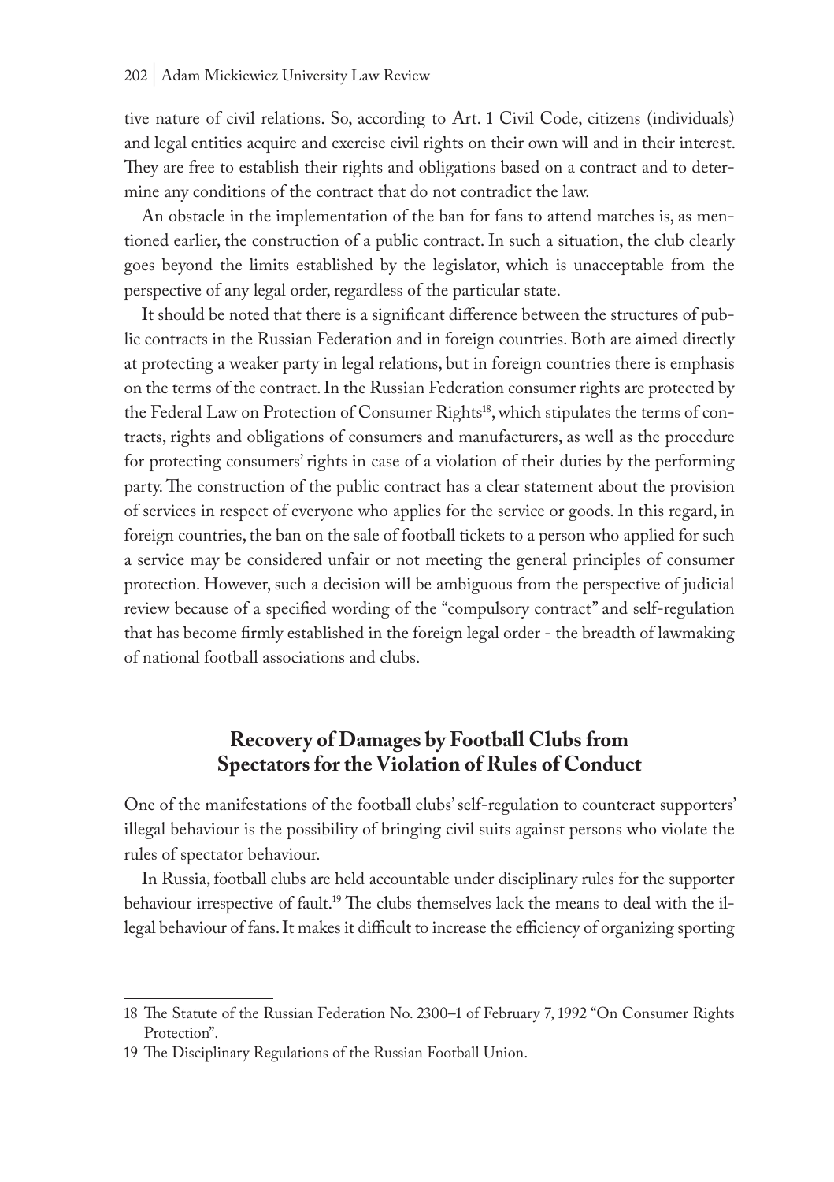tive nature of civil relations. So, according to Art. 1 Civil Code, citizens (individuals) and legal entities acquire and exercise civil rights on their own will and in their interest. They are free to establish their rights and obligations based on a contract and to determine any conditions of the contract that do not contradict the law.

An obstacle in the implementation of the ban for fans to attend matches is, as mentioned earlier, the construction of a public contract. In such a situation, the club clearly goes beyond the limits established by the legislator, which is unacceptable from the perspective of any legal order, regardless of the particular state.

It should be noted that there is a significant difference between the structures of public contracts in the Russian Federation and in foreign countries. Both are aimed directly at protecting a weaker party in legal relations, but in foreign countries there is emphasis on the terms of the contract. In the Russian Federation consumer rights are protected by the Federal Law on Protection of Consumer Rights[18], which stipulates the terms of contracts, rights and obligations of consumers and manufacturers, as well as the procedure for protecting consumers' rights in case of a violation of their duties by the performing party. The construction of the public contract has a clear statement about the provision of services in respect of everyone who applies for the service or goods. In this regard, in foreign countries, the ban on the sale of football tickets to a person who applied for such a service may be considered unfair or not meeting the general principles of consumer protection. However, such a decision will be ambiguous from the perspective of judicial review because of a specified wording of the "compulsory contract" and self-regulation that has become firmly established in the foreign legal order - the breadth of lawmaking of national football associations and clubs.

## Recovery of Damages by Football Clubs from Spectators for the Violation of Rules of Conduct

One of the manifestations of the football clubs' self-regulation to counteract supporters' illegal behaviour is the possibility of bringing civil suits against persons who violate the rules of spectator behaviour.

In Russia, football clubs are held accountable under disciplinary rules for the supporter behaviour irrespective of fault.[19] The clubs themselves lack the means to deal with the illegal behaviour of fans. It makes it difficult to increase the efficiency of organizing sporting

---

18 The Statute of the Russian Federation No. 2300–1 of February 7, 1992 "On Consumer Rights Protection".

19 The Disciplinary Regulations of the Russian Football Union.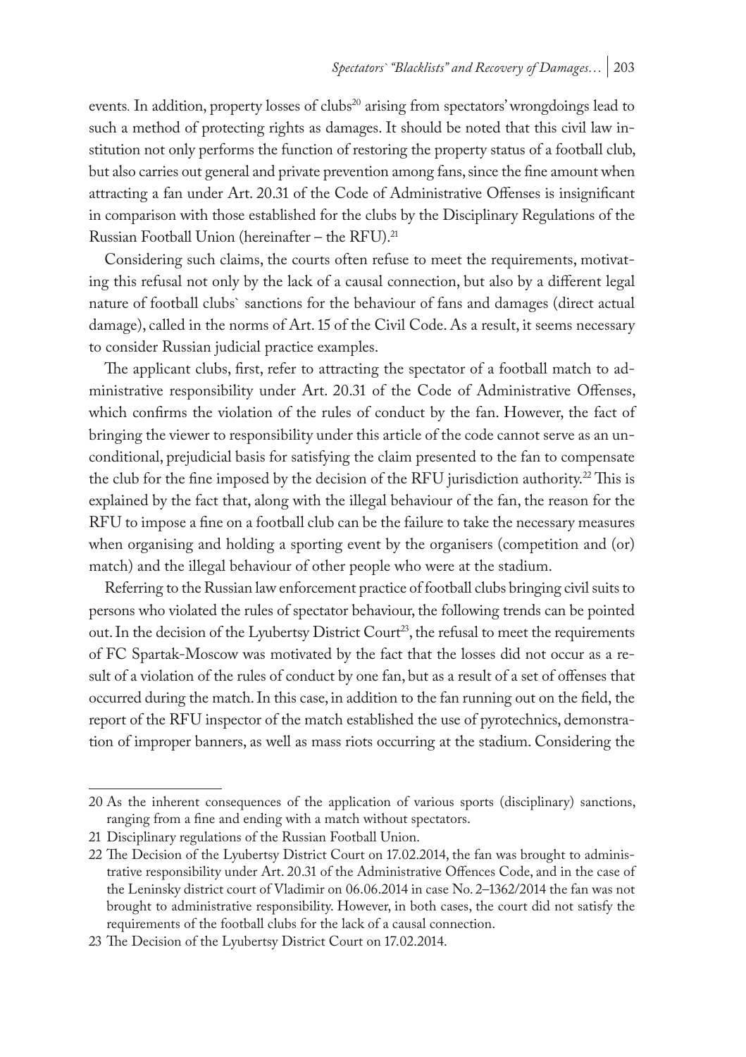events. In addition, property losses of clubs[20] arising from spectators' wrongdoings lead to such a method of protecting rights as damages. It should be noted that this civil law institution not only performs the function of restoring the property status of a football club, but also carries out general and private prevention among fans, since the fine amount when attracting a fan under Art. 20.31 of the Code of Administrative Offenses is insignificant in comparison with those established for the clubs by the Disciplinary Regulations of the Russian Football Union (hereinafter – the RFU).[21]

Considering such claims, the courts often refuse to meet the requirements, motivating this refusal not only by the lack of a causal connection, but also by a different legal nature of football clubs` sanctions for the behaviour of fans and damages (direct actual damage), called in the norms of Art. 15 of the Civil Code. As a result, it seems necessary to consider Russian judicial practice examples.

The applicant clubs, first, refer to attracting the spectator of a football match to administrative responsibility under Art. 20.31 of the Code of Administrative Offenses, which confirms the violation of the rules of conduct by the fan. However, the fact of bringing the viewer to responsibility under this article of the code cannot serve as an unconditional, prejudicial basis for satisfying the claim presented to the fan to compensate the club for the fine imposed by the decision of the RFU jurisdiction authority.[22] This is explained by the fact that, along with the illegal behaviour of the fan, the reason for the RFU to impose a fine on a football club can be the failure to take the necessary measures when organising and holding a sporting event by the organisers (competition and (or) match) and the illegal behaviour of other people who were at the stadium.

Referring to the Russian law enforcement practice of football clubs bringing civil suits to persons who violated the rules of spectator behaviour, the following trends can be pointed out. In the decision of the Lyubertsy District Court[23], the refusal to meet the requirements of FC Spartak-Moscow was motivated by the fact that the losses did not occur as a result of a violation of the rules of conduct by one fan, but as a result of a set of offenses that occurred during the match. In this case, in addition to the fan running out on the field, the report of the RFU inspector of the match established the use of pyrotechnics, demonstration of improper banners, as well as mass riots occurring at the stadium. Considering the

---

20 As the inherent consequences of the application of various sports (disciplinary) sanctions, ranging from a fine and ending with a match without spectators.

21 Disciplinary regulations of the Russian Football Union.

22 The Decision of the Lyubertsy District Court on 17.02.2014, the fan was brought to administrative responsibility under Art. 20.31 of the Administrative Offences Code, and in the case of the Leninsky district court of Vladimir on 06.06.2014 in case No. 2–1362/2014 the fan was not brought to administrative responsibility. However, in both cases, the court did not satisfy the requirements of the football clubs for the lack of a causal connection.

23 The Decision of the Lyubertsy District Court on 17.02.2014.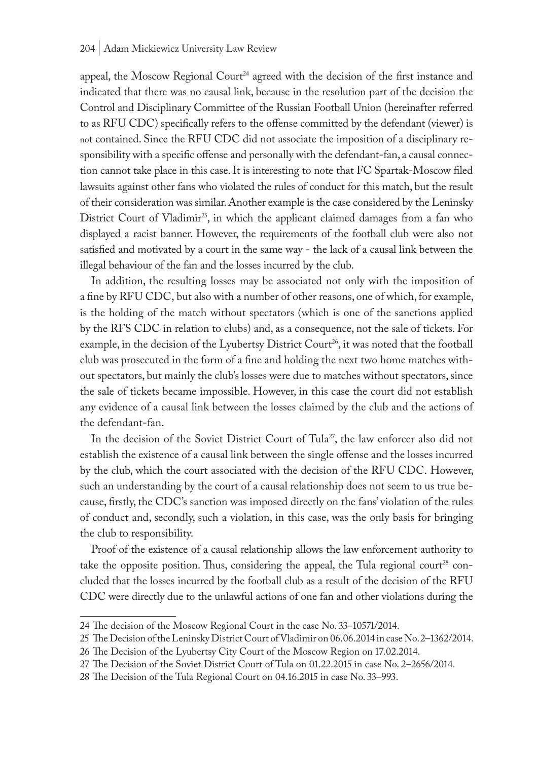appeal, the Moscow Regional Court[24] agreed with the decision of the first instance and indicated that there was no causal link, because in the resolution part of the decision the Control and Disciplinary Committee of the Russian Football Union (hereinafter referred to as RFU CDC) specifically refers to the offense committed by the defendant (viewer) is not contained. Since the RFU CDC did not associate the imposition of a disciplinary responsibility with a specific offense and personally with the defendant-fan, a causal connection cannot take place in this case. It is interesting to note that FC Spartak-Moscow filed lawsuits against other fans who violated the rules of conduct for this match, but the result of their consideration was similar. Another example is the case considered by the Leninsky District Court of Vladimir[25], in which the applicant claimed damages from a fan who displayed a racist banner. However, the requirements of the football club were also not satisfied and motivated by a court in the same way - the lack of a causal link between the illegal behaviour of the fan and the losses incurred by the club.

In addition, the resulting losses may be associated not only with the imposition of a fine by RFU CDC, but also with a number of other reasons, one of which, for example, is the holding of the match without spectators (which is one of the sanctions applied by the RFS CDC in relation to clubs) and, as a consequence, not the sale of tickets. For example, in the decision of the Lyubertsy District Court[26], it was noted that the football club was prosecuted in the form of a fine and holding the next two home matches without spectators, but mainly the club's losses were due to matches without spectators, since the sale of tickets became impossible. However, in this case the court did not establish any evidence of a causal link between the losses claimed by the club and the actions of the defendant-fan.

In the decision of the Soviet District Court of Tula[27], the law enforcer also did not establish the existence of a causal link between the single offense and the losses incurred by the club, which the court associated with the decision of the RFU CDC. However, such an understanding by the court of a causal relationship does not seem to us true because, firstly, the CDC's sanction was imposed directly on the fans' violation of the rules of conduct and, secondly, such a violation, in this case, was the only basis for bringing the club to responsibility.

Proof of the existence of a causal relationship allows the law enforcement authority to take the opposite position. Thus, considering the appeal, the Tula regional court[28] concluded that the losses incurred by the football club as a result of the decision of the RFU CDC were directly due to the unlawful actions of one fan and other violations during the

---

24 The decision of the Moscow Regional Court in the case No. 33–10571/2014.

25 The Decision of the Leninsky District Court of Vladimir on 06.06.2014 in case No. 2–1362/2014.

26 The Decision of the Lyubertsy City Court of the Moscow Region on 17.02.2014.

27 The Decision of the Soviet District Court of Tula on 01.22.2015 in case No. 2–2656/2014.

28 The Decision of the Tula Regional Court on 04.16.2015 in case No. 33–993.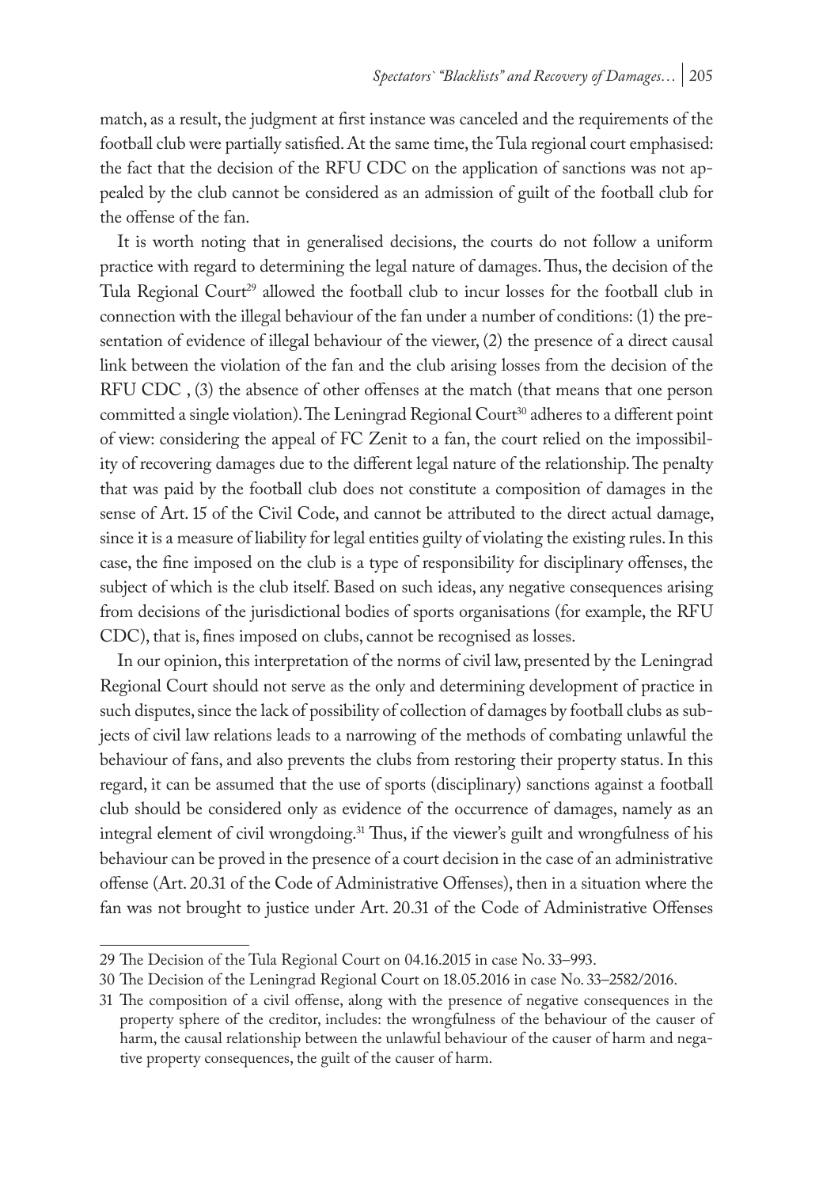match, as a result, the judgment at first instance was canceled and the requirements of the football club were partially satisfied. At the same time, the Tula regional court emphasised: the fact that the decision of the RFU CDC on the application of sanctions was not appealed by the club cannot be considered as an admission of guilt of the football club for the offense of the fan.

It is worth noting that in generalised decisions, the courts do not follow a uniform practice with regard to determining the legal nature of damages. Thus, the decision of the Tula Regional Court[29] allowed the football club to incur losses for the football club in connection with the illegal behaviour of the fan under a number of conditions: (1) the presentation of evidence of illegal behaviour of the viewer, (2) the presence of a direct causal link between the violation of the fan and the club arising losses from the decision of the RFU CDC , (3) the absence of other offenses at the match (that means that one person committed a single violation). The Leningrad Regional Court[30] adheres to a different point of view: considering the appeal of FC Zenit to a fan, the court relied on the impossibility of recovering damages due to the different legal nature of the relationship. The penalty that was paid by the football club does not constitute a composition of damages in the sense of Art. 15 of the Civil Code, and cannot be attributed to the direct actual damage, since it is a measure of liability for legal entities guilty of violating the existing rules. In this case, the fine imposed on the club is a type of responsibility for disciplinary offenses, the subject of which is the club itself. Based on such ideas, any negative consequences arising from decisions of the jurisdictional bodies of sports organisations (for example, the RFU CDC), that is, fines imposed on clubs, cannot be recognised as losses.

In our opinion, this interpretation of the norms of civil law, presented by the Leningrad Regional Court should not serve as the only and determining development of practice in such disputes, since the lack of possibility of collection of damages by football clubs as subjects of civil law relations leads to a narrowing of the methods of combating unlawful the behaviour of fans, and also prevents the clubs from restoring their property status. In this regard, it can be assumed that the use of sports (disciplinary) sanctions against a football club should be considered only as evidence of the occurrence of damages, namely as an integral element of civil wrongdoing.[31] Thus, if the viewer's guilt and wrongfulness of his behaviour can be proved in the presence of a court decision in the case of an administrative offense (Art. 20.31 of the Code of Administrative Offenses), then in a situation where the fan was not brought to justice under Art. 20.31 of the Code of Administrative Offenses

---

29 The Decision of the Tula Regional Court on 04.16.2015 in case No. 33–993.

30 The Decision of the Leningrad Regional Court on 18.05.2016 in case No. 33–2582/2016.

31 The composition of a civil offense, along with the presence of negative consequences in the property sphere of the creditor, includes: the wrongfulness of the behaviour of the causer of harm, the causal relationship between the unlawful behaviour of the causer of harm and negative property consequences, the guilt of the causer of harm.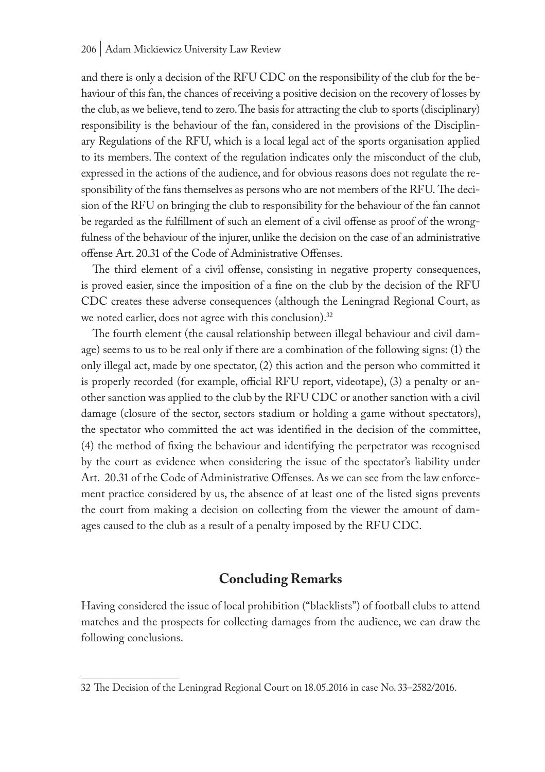and there is only a decision of the RFU CDC on the responsibility of the club for the behaviour of this fan, the chances of receiving a positive decision on the recovery of losses by the club, as we believe, tend to zero. The basis for attracting the club to sports (disciplinary) responsibility is the behaviour of the fan, considered in the provisions of the Disciplinary Regulations of the RFU, which is a local legal act of the sports organisation applied to its members. The context of the regulation indicates only the misconduct of the club, expressed in the actions of the audience, and for obvious reasons does not regulate the responsibility of the fans themselves as persons who are not members of the RFU. The decision of the RFU on bringing the club to responsibility for the behaviour of the fan cannot be regarded as the fulfillment of such an element of a civil offense as proof of the wrongfulness of the behaviour of the injurer, unlike the decision on the case of an administrative offense Art. 20.31 of the Code of Administrative Offenses.

The third element of a civil offense, consisting in negative property consequences, is proved easier, since the imposition of a fine on the club by the decision of the RFU CDC creates these adverse consequences (although the Leningrad Regional Court, as we noted earlier, does not agree with this conclusion).[32]

The fourth element (the causal relationship between illegal behaviour and civil damage) seems to us to be real only if there are a combination of the following signs: (1) the only illegal act, made by one spectator, (2) this action and the person who committed it is properly recorded (for example, official RFU report, videotape), (3) a penalty or another sanction was applied to the club by the RFU CDC or another sanction with a civil damage (closure of the sector, sectors stadium or holding a game without spectators), the spectator who committed the act was identified in the decision of the committee, (4) the method of fixing the behaviour and identifying the perpetrator was recognised by the court as evidence when considering the issue of the spectator's liability under Art. 20.31 of the Code of Administrative Offenses. As we can see from the law enforcement practice considered by us, the absence of at least one of the listed signs prevents the court from making a decision on collecting from the viewer the amount of damages caused to the club as a result of a penalty imposed by the RFU CDC.

## Concluding Remarks

Having considered the issue of local prohibition ("blacklists") of football clubs to attend matches and the prospects for collecting damages from the audience, we can draw the following conclusions.

---

32 The Decision of the Leningrad Regional Court on 18.05.2016 in case No. 33–2582/2016.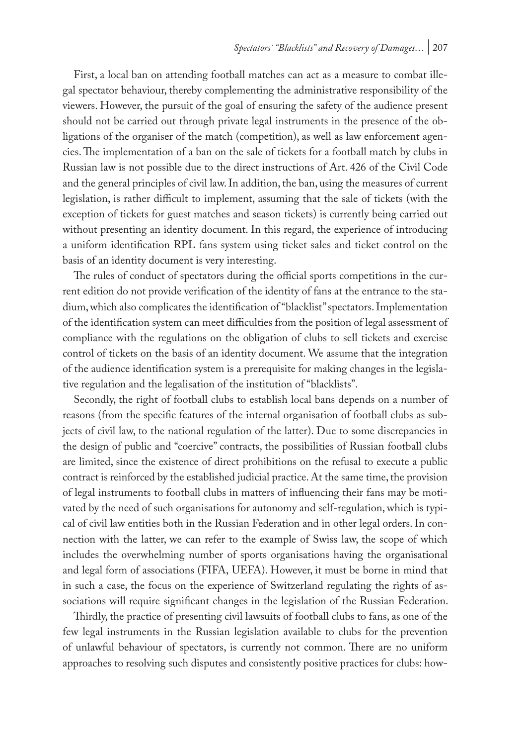First, a local ban on attending football matches can act as a measure to combat illegal spectator behaviour, thereby complementing the administrative responsibility of the viewers. However, the pursuit of the goal of ensuring the safety of the audience present should not be carried out through private legal instruments in the presence of the obligations of the organiser of the match (competition), as well as law enforcement agencies. The implementation of a ban on the sale of tickets for a football match by clubs in Russian law is not possible due to the direct instructions of Art. 426 of the Civil Code and the general principles of civil law. In addition, the ban, using the measures of current legislation, is rather difficult to implement, assuming that the sale of tickets (with the exception of tickets for guest matches and season tickets) is currently being carried out without presenting an identity document. In this regard, the experience of introducing a uniform identification RPL fans system using ticket sales and ticket control on the basis of an identity document is very interesting.

The rules of conduct of spectators during the official sports competitions in the current edition do not provide verification of the identity of fans at the entrance to the stadium, which also complicates the identification of "blacklist" spectators. Implementation of the identification system can meet difficulties from the position of legal assessment of compliance with the regulations on the obligation of clubs to sell tickets and exercise control of tickets on the basis of an identity document. We assume that the integration of the audience identification system is a prerequisite for making changes in the legislative regulation and the legalisation of the institution of "blacklists".

Secondly, the right of football clubs to establish local bans depends on a number of reasons (from the specific features of the internal organisation of football clubs as subjects of civil law, to the national regulation of the latter). Due to some discrepancies in the design of public and "coercive" contracts, the possibilities of Russian football clubs are limited, since the existence of direct prohibitions on the refusal to execute a public contract is reinforced by the established judicial practice. At the same time, the provision of legal instruments to football clubs in matters of influencing their fans may be motivated by the need of such organisations for autonomy and self-regulation, which is typical of civil law entities both in the Russian Federation and in other legal orders. In connection with the latter, we can refer to the example of Swiss law, the scope of which includes the overwhelming number of sports organisations having the organisational and legal form of associations (FIFA, UEFA). However, it must be borne in mind that in such a case, the focus on the experience of Switzerland regulating the rights of associations will require significant changes in the legislation of the Russian Federation.

Thirdly, the practice of presenting civil lawsuits of football clubs to fans, as one of the few legal instruments in the Russian legislation available to clubs for the prevention of unlawful behaviour of spectators, is currently not common. There are no uniform approaches to resolving such disputes and consistently positive practices for clubs: how-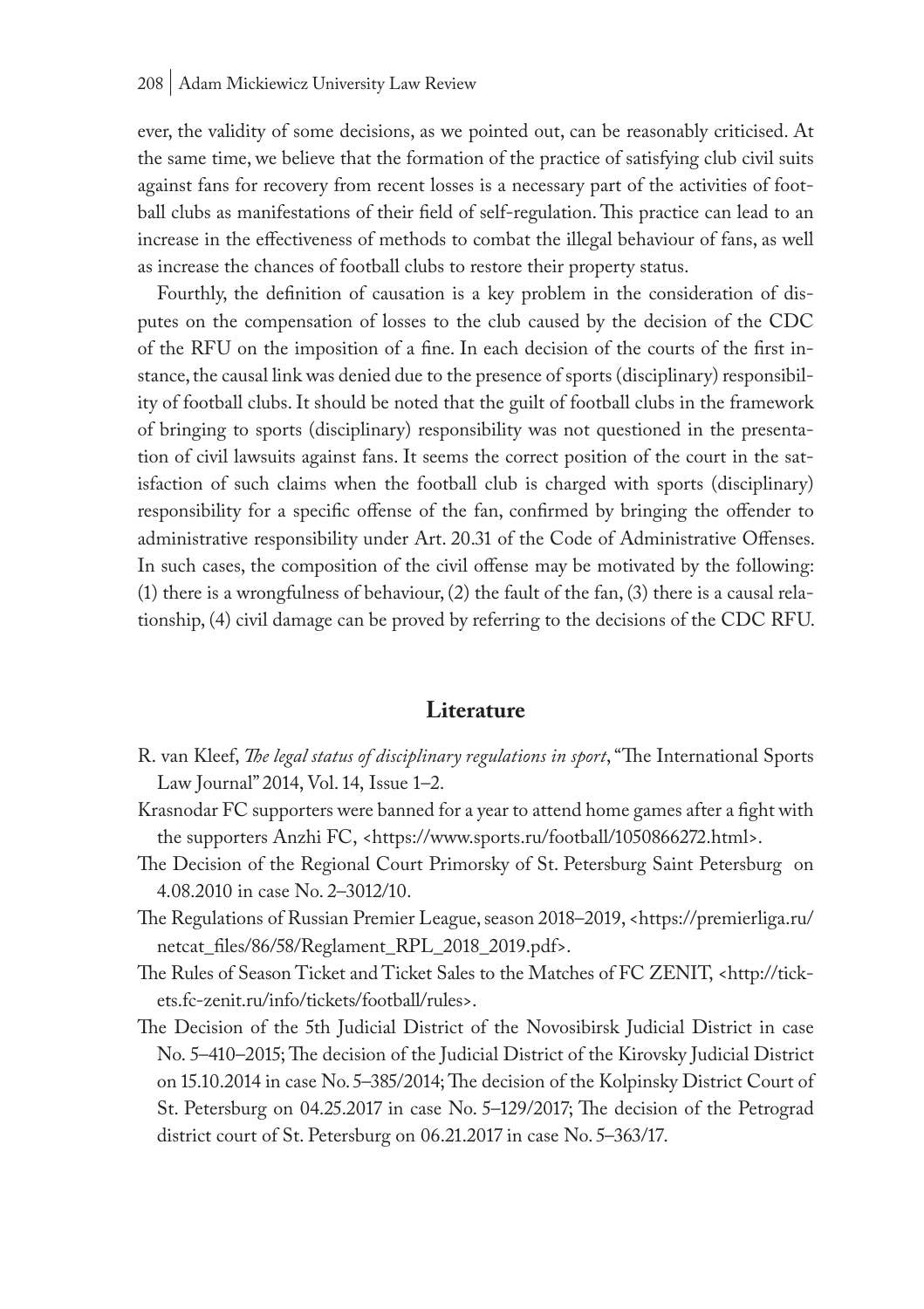ever, the validity of some decisions, as we pointed out, can be reasonably criticised. At the same time, we believe that the formation of the practice of satisfying club civil suits against fans for recovery from recent losses is a necessary part of the activities of football clubs as manifestations of their field of self-regulation. This practice can lead to an increase in the effectiveness of methods to combat the illegal behaviour of fans, as well as increase the chances of football clubs to restore their property status.

Fourthly, the definition of causation is a key problem in the consideration of disputes on the compensation of losses to the club caused by the decision of the CDC of the RFU on the imposition of a fine. In each decision of the courts of the first instance, the causal link was denied due to the presence of sports (disciplinary) responsibility of football clubs. It should be noted that the guilt of football clubs in the framework of bringing to sports (disciplinary) responsibility was not questioned in the presentation of civil lawsuits against fans. It seems the correct position of the court in the satisfaction of such claims when the football club is charged with sports (disciplinary) responsibility for a specific offense of the fan, confirmed by bringing the offender to administrative responsibility under Art. 20.31 of the Code of Administrative Offenses. In such cases, the composition of the civil offense may be motivated by the following: (1) there is a wrongfulness of behaviour, (2) the fault of the fan, (3) there is a causal relationship, (4) civil damage can be proved by referring to the decisions of the CDC RFU.

## Literature

R. van Kleef, *The legal status of disciplinary regulations in sport*, "The International Sports Law Journal" 2014, Vol. 14, Issue 1–2.

Krasnodar FC supporters were banned for a year to attend home games after a fight with the supporters Anzhi FC, <https://www.sports.ru/football/1050866272.html>.

The Decision of the Regional Court Primorsky of St. Petersburg Saint Petersburg on 4.08.2010 in case No. 2–3012/10.

The Regulations of Russian Premier League, season 2018–2019, <https://premierliga.ru/netcat_files/86/58/Reglament_RPL_2018_2019.pdf>.

The Rules of Season Ticket and Ticket Sales to the Matches of FC ZENIT, <http://tickets.fc-zenit.ru/info/tickets/football/rules>.

The Decision of the 5th Judicial District of the Novosibirsk Judicial District in case No. 5–410–2015; The decision of the Judicial District of the Kirovsky Judicial District on 15.10.2014 in case No. 5–385/2014; The decision of the Kolpinsky District Court of St. Petersburg on 04.25.2017 in case No. 5–129/2017; The decision of the Petrograd district court of St. Petersburg on 06.21.2017 in case No. 5–363/17.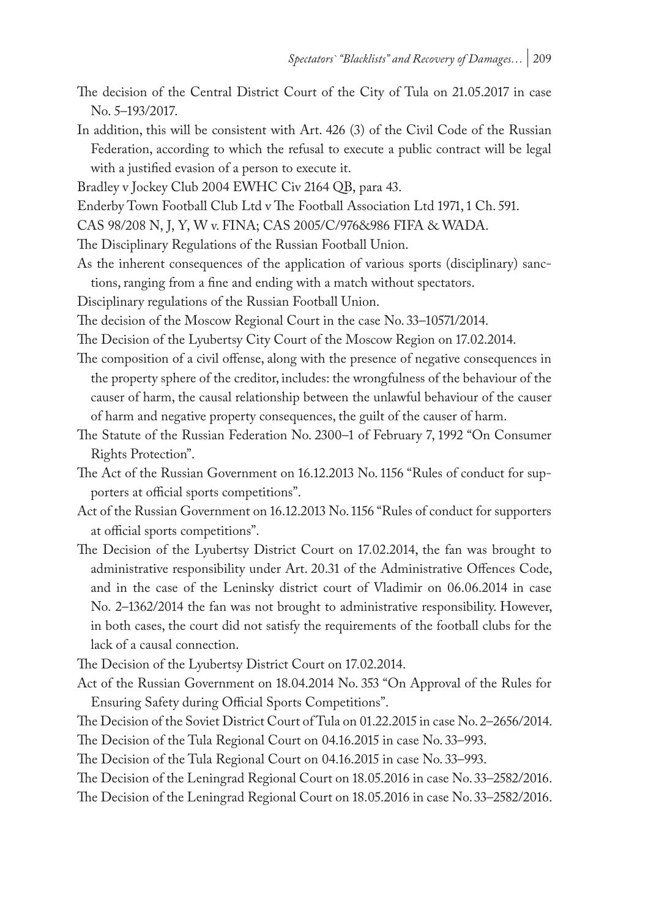The decision of the Central District Court of the City of Tula on 21.05.2017 in case No. 5–193/2017.

In addition, this will be consistent with Art. 426 (3) of the Civil Code of the Russian Federation, according to which the refusal to execute a public contract will be legal with a justified evasion of a person to execute it.

Bradley v Jockey Club 2004 EWHC Civ 2164 QB, para 43.

Enderby Town Football Club Ltd v The Football Association Ltd 1971, 1 Ch. 591.

CAS 98/208 N, J, Y, W v. FINA; CAS 2005/C/976&986 FIFA & WADA.

The Disciplinary Regulations of the Russian Football Union.

As the inherent consequences of the application of various sports (disciplinary) sanctions, ranging from a fine and ending with a match without spectators.

Disciplinary regulations of the Russian Football Union.

The decision of the Moscow Regional Court in the case No. 33–10571/2014.

The Decision of the Lyubertsy City Court of the Moscow Region on 17.02.2014.

The composition of a civil offense, along with the presence of negative consequences in the property sphere of the creditor, includes: the wrongfulness of the behaviour of the causer of harm, the causal relationship between the unlawful behaviour of the causer of harm and negative property consequences, the guilt of the causer of harm.

The Statute of the Russian Federation No. 2300–1 of February 7, 1992 "On Consumer Rights Protection".

The Act of the Russian Government on 16.12.2013 No. 1156 "Rules of conduct for supporters at official sports competitions".

Act of the Russian Government on 16.12.2013 No. 1156 "Rules of conduct for supporters at official sports competitions".

The Decision of the Lyubertsy District Court on 17.02.2014, the fan was brought to administrative responsibility under Art. 20.31 of the Administrative Offences Code, and in the case of the Leninsky district court of Vladimir on 06.06.2014 in case No. 2–1362/2014 the fan was not brought to administrative responsibility. However, in both cases, the court did not satisfy the requirements of the football clubs for the lack of a causal connection.

The Decision of the Lyubertsy District Court on 17.02.2014.

Act of the Russian Government on 18.04.2014 No. 353 "On Approval of the Rules for Ensuring Safety during Official Sports Competitions".

The Decision of the Soviet District Court of Tula on 01.22.2015 in case No. 2–2656/2014.

The Decision of the Tula Regional Court on 04.16.2015 in case No. 33–993.

The Decision of the Tula Regional Court on 04.16.2015 in case No. 33–993.

The Decision of the Leningrad Regional Court on 18.05.2016 in case No. 33–2582/2016.

The Decision of the Leningrad Regional Court on 18.05.2016 in case No. 33–2582/2016.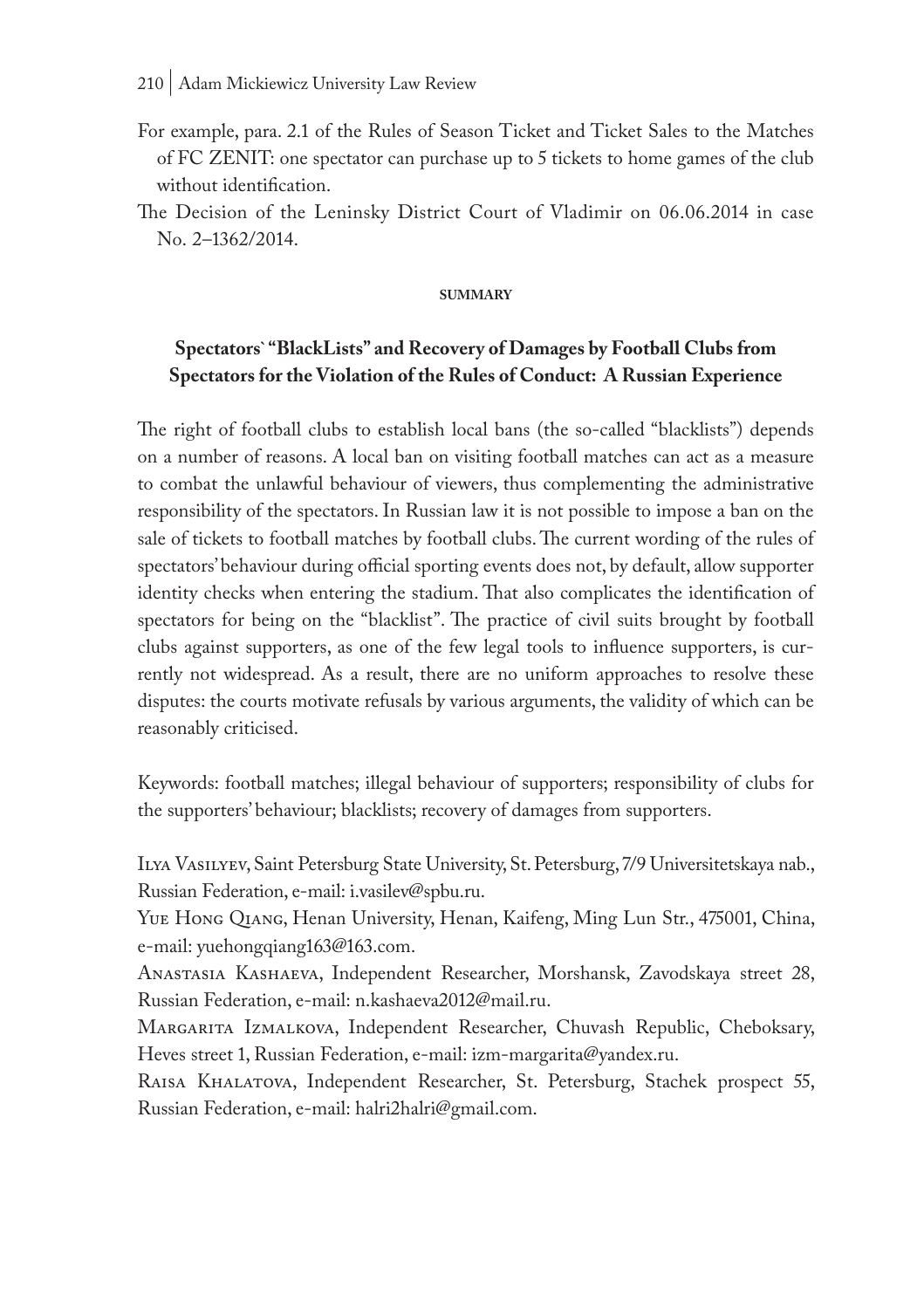For example, para. 2.1 of the Rules of Season Ticket and Ticket Sales to the Matches of FC ZENIT: one spectator can purchase up to 5 tickets to home games of the club without identification.

The Decision of the Leninsky District Court of Vladimir on 06.06.2014 in case No. 2–1362/2014.

###### SUMMARY

## Spectators` "BlackLists" and Recovery of Damages by Football Clubs from Spectators for the Violation of the Rules of Conduct: A Russian Experience

The right of football clubs to establish local bans (the so-called "blacklists") depends on a number of reasons. A local ban on visiting football matches can act as a measure to combat the unlawful behaviour of viewers, thus complementing the administrative responsibility of the spectators. In Russian law it is not possible to impose a ban on the sale of tickets to football matches by football clubs. The current wording of the rules of spectators' behaviour during official sporting events does not, by default, allow supporter identity checks when entering the stadium. That also complicates the identification of spectators for being on the "blacklist". The practice of civil suits brought by football clubs against supporters, as one of the few legal tools to influence supporters, is currently not widespread. As a result, there are no uniform approaches to resolve these disputes: the courts motivate refusals by various arguments, the validity of which can be reasonably criticised.

Keywords: football matches; illegal behaviour of supporters; responsibility of clubs for the supporters' behaviour; blacklists; recovery of damages from supporters.

Ilya Vasilyev, Saint Petersburg State University, St. Petersburg, 7/9 Universitetskaya nab., Russian Federation, e-mail: i.vasilev@spbu.ru.

Yue Hong Qiang, Henan University, Henan, Kaifeng, Ming Lun Str., 475001, China, e-mail: yuehongqiang163@163.com.

Anastasia Kashaeva, Independent Researcher, Morshansk, Zavodskaya street 28, Russian Federation, e-mail: n.kashaeva2012@mail.ru.

Margarita Izmalkova, Independent Researcher, Chuvash Republic, Cheboksary, Heves street 1, Russian Federation, e-mail: izm-margarita@yandex.ru.

Raisa Khalatova, Independent Researcher, St. Petersburg, Stachek prospect 55, Russian Federation, e-mail: halri2halri@gmail.com.